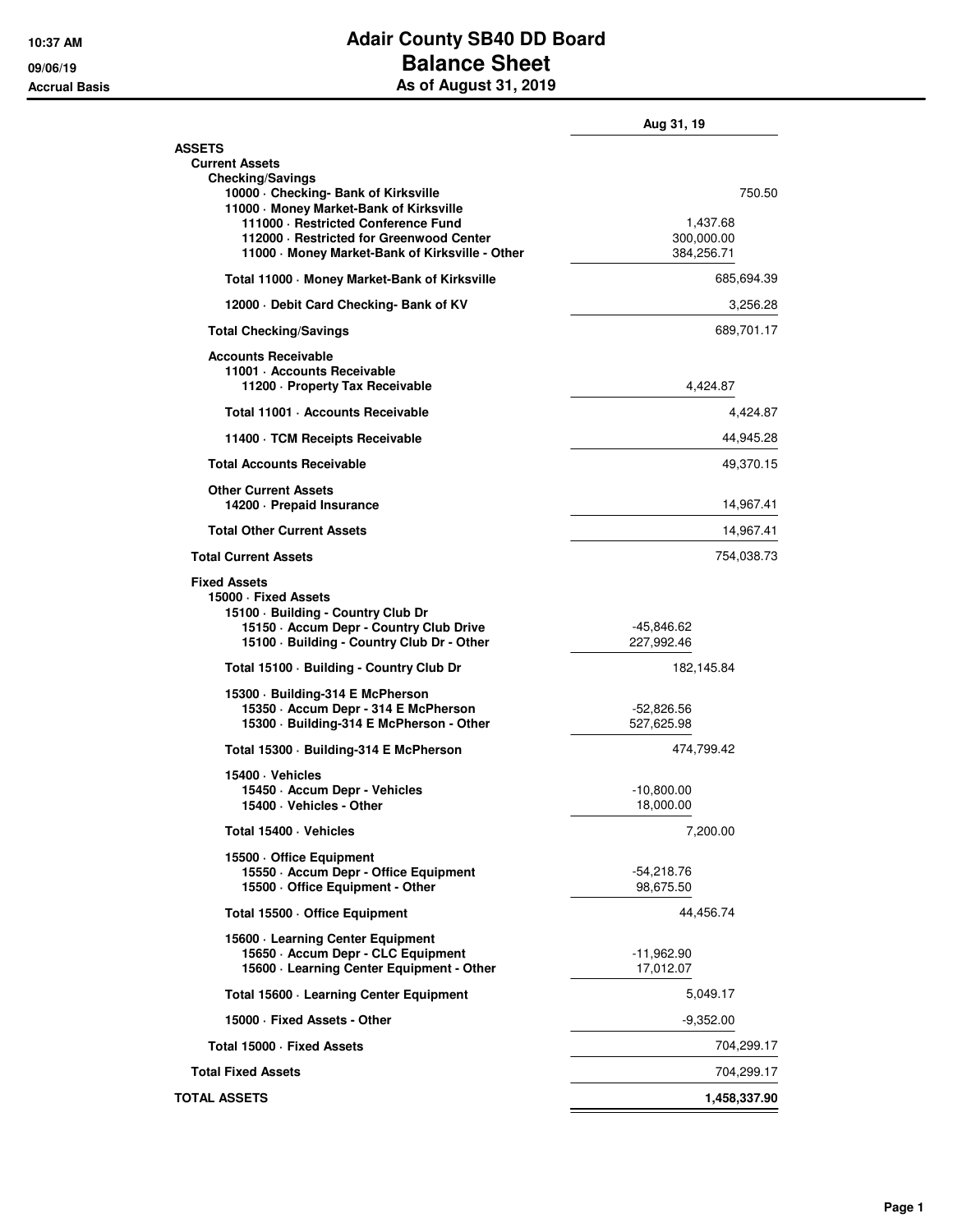# Adair County SB40 DD Board

## Balance Sheet

### As of August 31, 2019

10:37 AM
09/06/19
Accrual Basis

| | | Aug 31, 19 |
|---|---|---|
| **ASSETS** | | |
| **Current Assets** | | |
| **Checking/Savings** | | |
| **10000 · Checking- Bank of Kirksville** | | 750.50 |
| **11000 · Money Market-Bank of Kirksville** | | |
| **111000 · Restricted Conference Fund** | 1,437.68 | |
| **112000 · Restricted for Greenwood Center** | 300,000.00 | |
| **11000 · Money Market-Bank of Kirksville - Other** | 384,256.71 | |
| **Total 11000 · Money Market-Bank of Kirksville** | | 685,694.39 |
| **12000 · Debit Card Checking- Bank of KV** | | 3,256.28 |
| **Total Checking/Savings** | | 689,701.17 |
| **Accounts Receivable** | | |
| **11001 · Accounts Receivable** | | |
| **11200 · Property Tax Receivable** | 4,424.87 | |
| **Total 11001 · Accounts Receivable** | | 4,424.87 |
| **11400 · TCM Receipts Receivable** | | 44,945.28 |
| **Total Accounts Receivable** | | 49,370.15 |
| **Other Current Assets** | | |
| **14200 · Prepaid Insurance** | | 14,967.41 |
| **Total Other Current Assets** | | 14,967.41 |
| **Total Current Assets** | | 754,038.73 |
| **Fixed Assets** | | |
| **15000 · Fixed Assets** | | |
| **15100 · Building - Country Club Dr** | | |
| **15150 · Accum Depr - Country Club Drive** | -45,846.62 | |
| **15100 · Building - Country Club Dr - Other** | 227,992.46 | |
| **Total 15100 · Building - Country Club Dr** | 182,145.84 | |
| **15300 · Building-314 E McPherson** | | |
| **15350 · Accum Depr - 314 E McPherson** | -52,826.56 | |
| **15300 · Building-314 E McPherson - Other** | 527,625.98 | |
| **Total 15300 · Building-314 E McPherson** | 474,799.42 | |
| **15400 · Vehicles** | | |
| **15450 · Accum Depr - Vehicles** | -10,800.00 | |
| **15400 · Vehicles - Other** | 18,000.00 | |
| **Total 15400 · Vehicles** | 7,200.00 | |
| **15500 · Office Equipment** | | |
| **15550 · Accum Depr - Office Equipment** | -54,218.76 | |
| **15500 · Office Equipment - Other** | 98,675.50 | |
| **Total 15500 · Office Equipment** | 44,456.74 | |
| **15600 · Learning Center Equipment** | | |
| **15650 · Accum Depr - CLC Equipment** | -11,962.90 | |
| **15600 · Learning Center Equipment - Other** | 17,012.07 | |
| **Total 15600 · Learning Center Equipment** | 5,049.17 | |
| **15000 · Fixed Assets - Other** | -9,352.00 | |
| **Total 15000 · Fixed Assets** | | 704,299.17 |
| **Total Fixed Assets** | | 704,299.17 |
| **TOTAL ASSETS** | | **1,458,337.90** |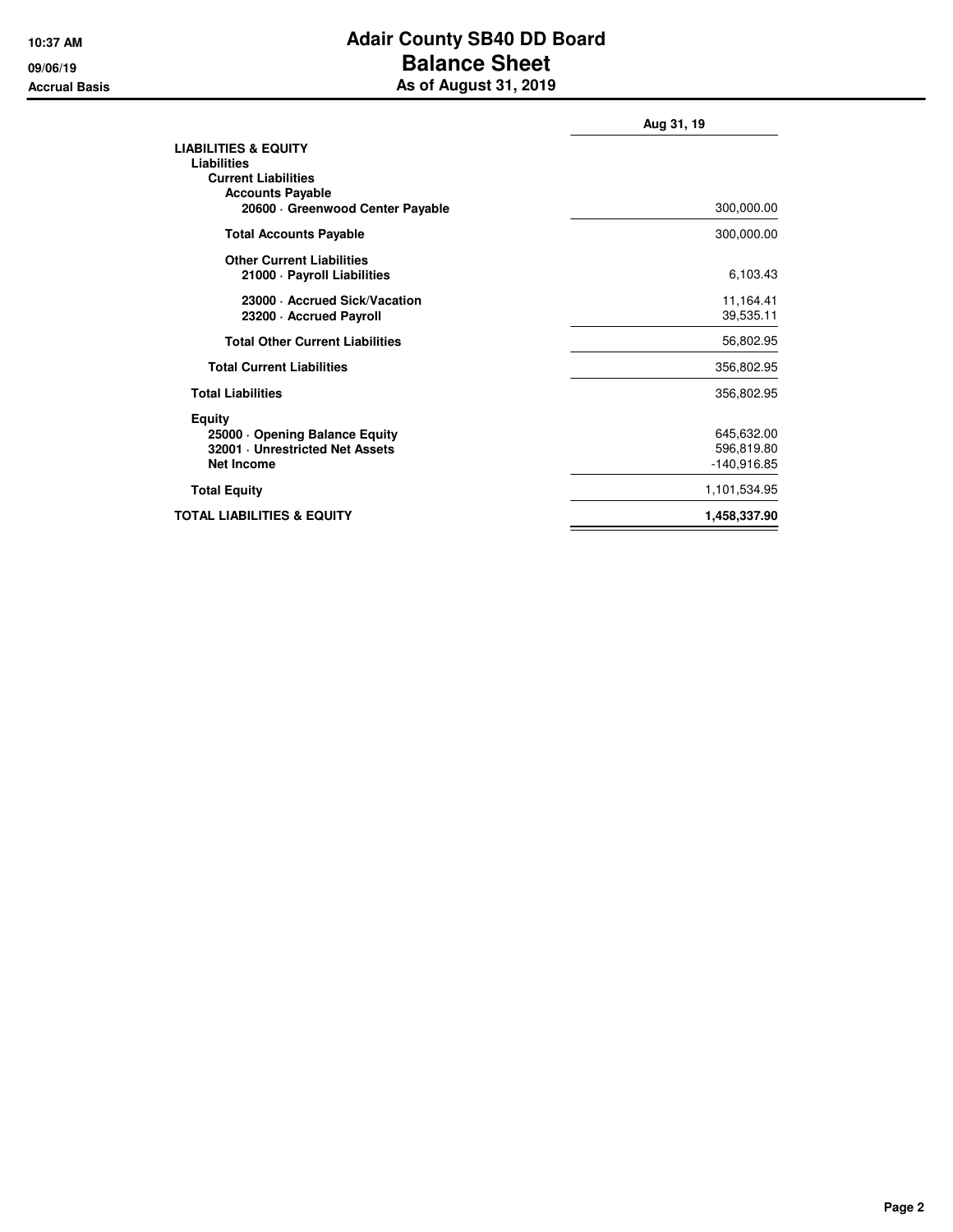# Adair County SB40 DD Board

## Balance Sheet

### As of August 31, 2019

10:37 AM
09/06/19
Accrual Basis

| | Aug 31, 19 |
|---|---|
| **LIABILITIES & EQUITY** | |
| **Liabilities** | |
| **Current Liabilities** | |
| **Accounts Payable** | |
| **20600 · Greenwood Center Payable** | 300,000.00 |
| **Total Accounts Payable** | 300,000.00 |
| **Other Current Liabilities** | |
| **21000 · Payroll Liabilities** | 6,103.43 |
| **23000 · Accrued Sick/Vacation** | 11,164.41 |
| **23200 · Accrued Payroll** | 39,535.11 |
| **Total Other Current Liabilities** | 56,802.95 |
| **Total Current Liabilities** | 356,802.95 |
| **Total Liabilities** | 356,802.95 |
| **Equity** | |
| **25000 · Opening Balance Equity** | 645,632.00 |
| **32001 · Unrestricted Net Assets** | 596,819.80 |
| **Net Income** | -140,916.85 |
| **Total Equity** | 1,101,534.95 |
| **TOTAL LIABILITIES & EQUITY** | **1,458,337.90** |